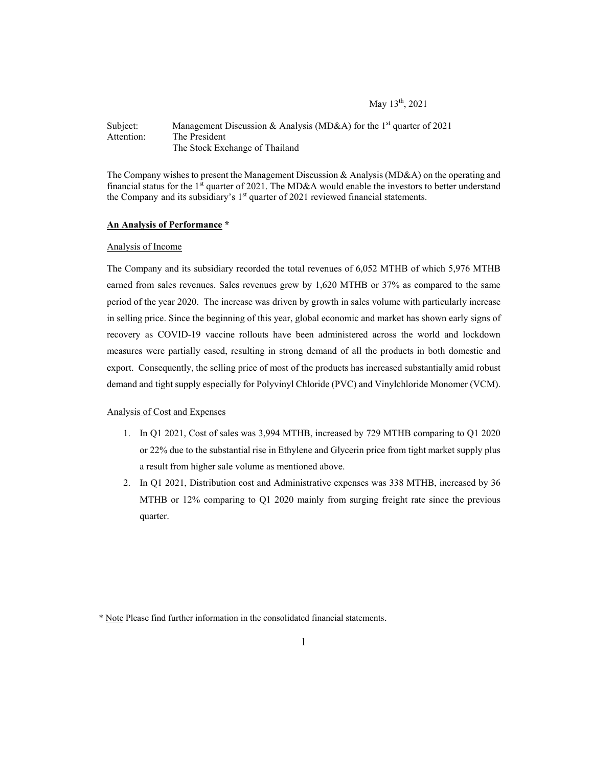May 13th, 2021

Subject: Management Discussion & Analysis (MD&A) for the 1st quarter of 2021
Attention: The President
The Stock Exchange of Thailand

The Company wishes to present the Management Discussion & Analysis (MD&A) on the operating and financial status for the 1st quarter of 2021. The MD&A would enable the investors to better understand the Company and its subsidiary's 1st quarter of 2021 reviewed financial statements.

**<u>An Analysis of Performance</u> ***

<u>Analysis of Income</u>

The Company and its subsidiary recorded the total revenues of 6,052 MTHB of which 5,976 MTHB earned from sales revenues. Sales revenues grew by 1,620 MTHB or 37% as compared to the same period of the year 2020. The increase was driven by growth in sales volume with particularly increase in selling price. Since the beginning of this year, global economic and market has shown early signs of recovery as COVID-19 vaccine rollouts have been administered across the world and lockdown measures were partially eased, resulting in strong demand of all the products in both domestic and export. Consequently, the selling price of most of the products has increased substantially amid robust demand and tight supply especially for Polyvinyl Chloride (PVC) and Vinylchloride Monomer (VCM).

<u>Analysis of Cost and Expenses</u>

1. In Q1 2021, Cost of sales was 3,994 MTHB, increased by 729 MTHB comparing to Q1 2020 or 22% due to the substantial rise in Ethylene and Glycerin price from tight market supply plus a result from higher sale volume as mentioned above.
2. In Q1 2021, Distribution cost and Administrative expenses was 338 MTHB, increased by 36 MTHB or 12% comparing to Q1 2020 mainly from surging freight rate since the previous quarter.

\* <u>Note</u> Please find further information in the consolidated financial statements.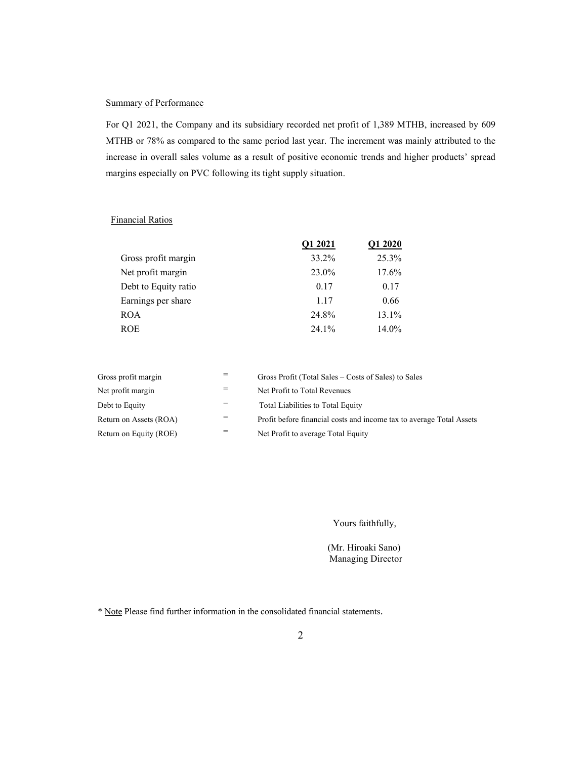Summary of Performance

For Q1 2021, the Company and its subsidiary recorded net profit of 1,389 MTHB, increased by 609 MTHB or 78% as compared to the same period last year. The increment was mainly attributed to the increase in overall sales volume as a result of positive economic trends and higher products' spread margins especially on PVC following its tight supply situation.

Financial Ratios

| | Q1 2021 | Q1 2020 |
|---|---|---|
| Gross profit margin | 33.2% | 25.3% |
| Net profit margin | 23.0% | 17.6% |
| Debt to Equity ratio | 0.17 | 0.17 |
| Earnings per share | 1.17 | 0.66 |
| ROA | 24.8% | 13.1% |
| ROE | 24.1% | 14.0% |

| | | |
|---|---|---|
| Gross profit margin | = | Gross Profit (Total Sales – Costs of Sales) to Sales |
| Net profit margin | = | Net Profit to Total Revenues |
| Debt to Equity | = | Total Liabilities to Total Equity |
| Return on Assets (ROA) | = | Profit before financial costs and income tax to average Total Assets |
| Return on Equity (ROE) | = | Net Profit to average Total Equity |

Yours faithfully,

(Mr. Hiroaki Sano)
Managing Director

* Note Please find further information in the consolidated financial statements.